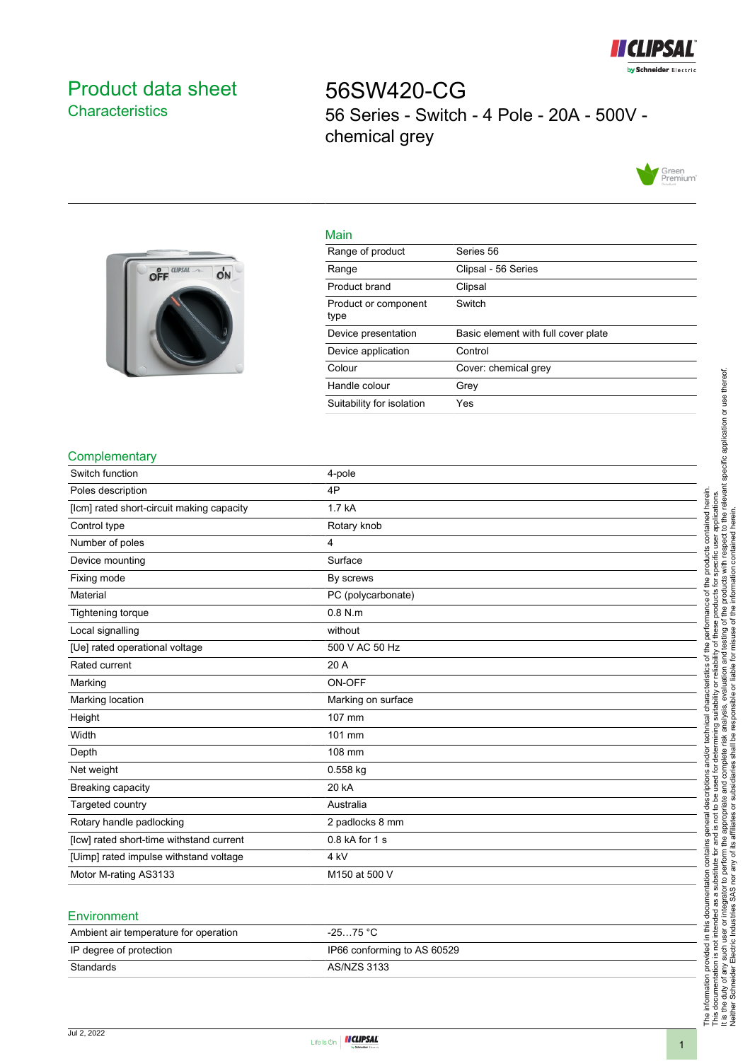# Product data sheet
## Characteristics

# 56SW420-CG

56 Series - Switch - 4 Pole - 20A - 500V - chemical grey

## Main

| | |
|---|---|
| Range of product | Series 56 |
| Range | Clipsal - 56 Series |
| Product brand | Clipsal |
| Product or component type | Switch |
| Device presentation | Basic element with full cover plate |
| Device application | Control |
| Colour | Cover: chemical grey |
| Handle colour | Grey |
| Suitability for isolation | Yes |

## Complementary

| | |
|---|---|
| Switch function | 4-pole |
| Poles description | 4P |
| [Icm] rated short-circuit making capacity | 1.7 kA |
| Control type | Rotary knob |
| Number of poles | 4 |
| Device mounting | Surface |
| Fixing mode | By screws |
| Material | PC (polycarbonate) |
| Tightening torque | 0.8 N.m |
| Local signalling | without |
| [Ue] rated operational voltage | 500 V AC 50 Hz |
| Rated current | 20 A |
| Marking | ON-OFF |
| Marking location | Marking on surface |
| Height | 107 mm |
| Width | 101 mm |
| Depth | 108 mm |
| Net weight | 0.558 kg |
| Breaking capacity | 20 kA |
| Targeted country | Australia |
| Rotary handle padlocking | 2 padlocks 8 mm |
| [Icw] rated short-time withstand current | 0.8 kA for 1 s |
| [Uimp] rated impulse withstand voltage | 4 kV |
| Motor M-rating AS3133 | M150 at 500 V |

## Environment

| | |
|---|---|
| Ambient air temperature for operation | -25…75 °C |
| IP degree of protection | IP66 conforming to AS 60529 |
| Standards | AS/NZS 3133 |

The information provided in this documentation contains general descriptions and/or technical characteristics of the performance of the products contained herein.
This documentation is not intended as a substitute for and is not to be used for determining suitability or reliability of these products for specific user applications.
It is the duty of any such user or integrator to perform the appropriate and complete risk analysis, evaluation and testing of the products with respect to the relevant specific application or use thereof.
Neither Schneider Electric Industries SAS nor any of its affiliates or subsidiaries shall be responsible or liable for misuse of the information contained herein.

Jul 2, 2022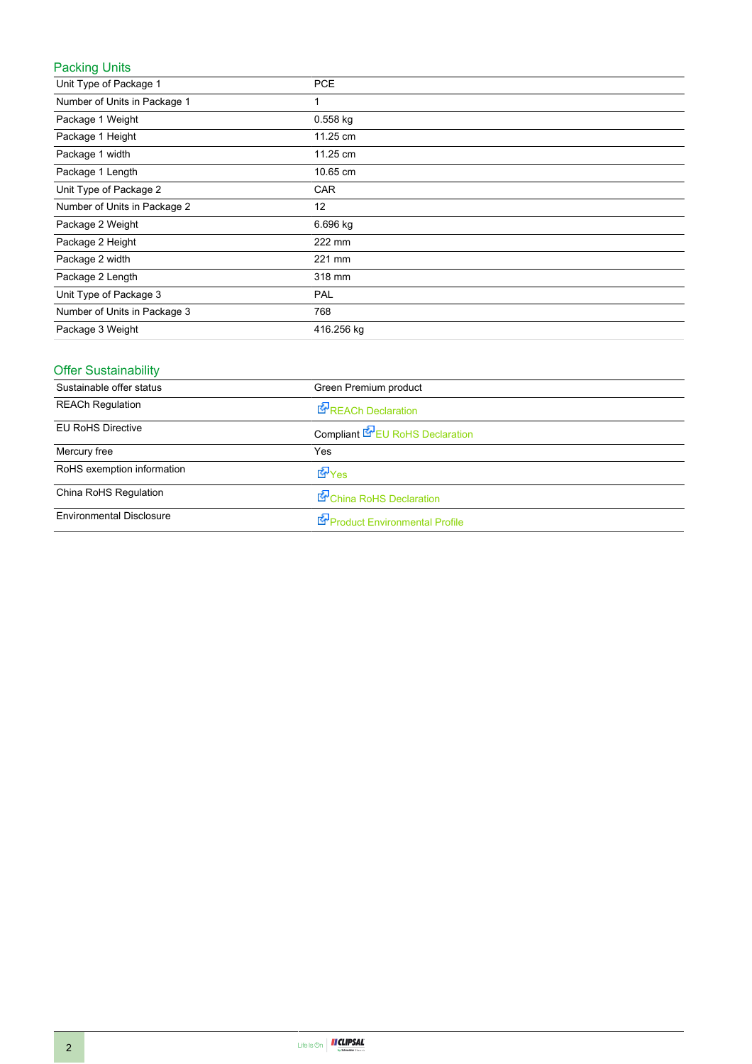## Packing Units

| | |
|---|---|
| Unit Type of Package 1 | PCE |
| Number of Units in Package 1 | 1 |
| Package 1 Weight | 0.558 kg |
| Package 1 Height | 11.25 cm |
| Package 1 width | 11.25 cm |
| Package 1 Length | 10.65 cm |
| Unit Type of Package 2 | CAR |
| Number of Units in Package 2 | 12 |
| Package 2 Weight | 6.696 kg |
| Package 2 Height | 222 mm |
| Package 2 width | 221 mm |
| Package 2 Length | 318 mm |
| Unit Type of Package 3 | PAL |
| Number of Units in Package 3 | 768 |
| Package 3 Weight | 416.256 kg |

## Offer Sustainability

| | |
|---|---|
| Sustainable offer status | Green Premium product |
| REACh Regulation | REACh Declaration |
| EU RoHS Directive | Compliant EU RoHS Declaration |
| Mercury free | Yes |
| RoHS exemption information | Yes |
| China RoHS Regulation | China RoHS Declaration |
| Environmental Disclosure | Product Environmental Profile |